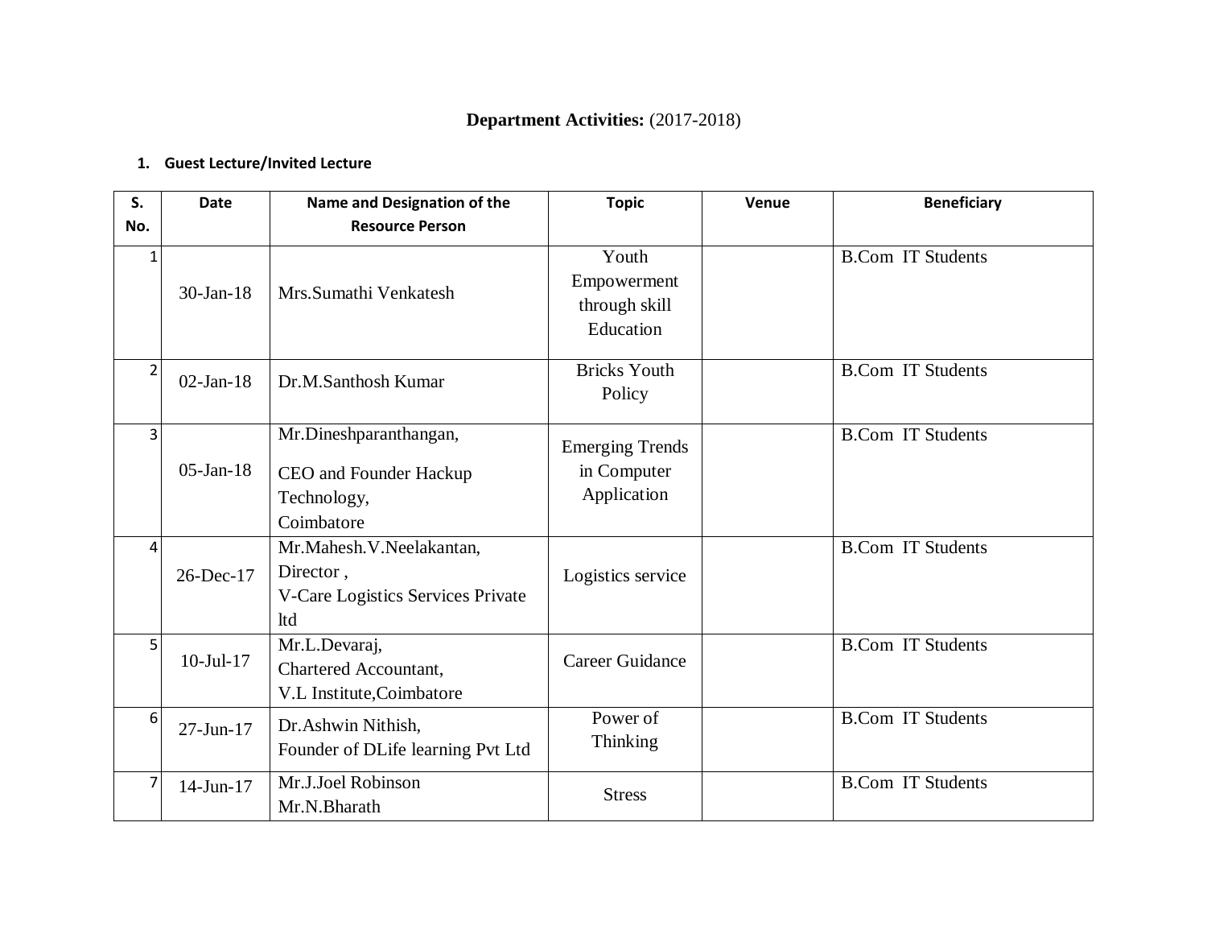**Department Activities:** (2017-2018)

1. **Guest Lecture/Invited Lecture**

| S. No. | Date | Name and Designation of the Resource Person | Topic | Venue | Beneficiary |
|---|---|---|---|---|---|
| 1 | 30-Jan-18 | Mrs.Sumathi Venkatesh | Youth Empowerment through skill Education | | B.Com IT Students |
| 2 | 02-Jan-18 | Dr.M.Santhosh Kumar | Bricks Youth Policy | | B.Com IT Students |
| 3 | 05-Jan-18 | Mr.Dineshparanthangan, CEO and Founder Hackup Technology, Coimbatore | Emerging Trends in Computer Application | | B.Com IT Students |
| 4 | 26-Dec-17 | Mr.Mahesh.V.Neelakantan, Director , V-Care Logistics Services Private ltd | Logistics service | | B.Com IT Students |
| 5 | 10-Jul-17 | Mr.L.Devaraj, Chartered Accountant, V.L Institute,Coimbatore | Career Guidance | | B.Com IT Students |
| 6 | 27-Jun-17 | Dr.Ashwin Nithish, Founder of DLife learning Pvt Ltd | Power of Thinking | | B.Com IT Students |
| 7 | 14-Jun-17 | Mr.J.Joel Robinson Mr.N.Bharath | Stress | | B.Com IT Students |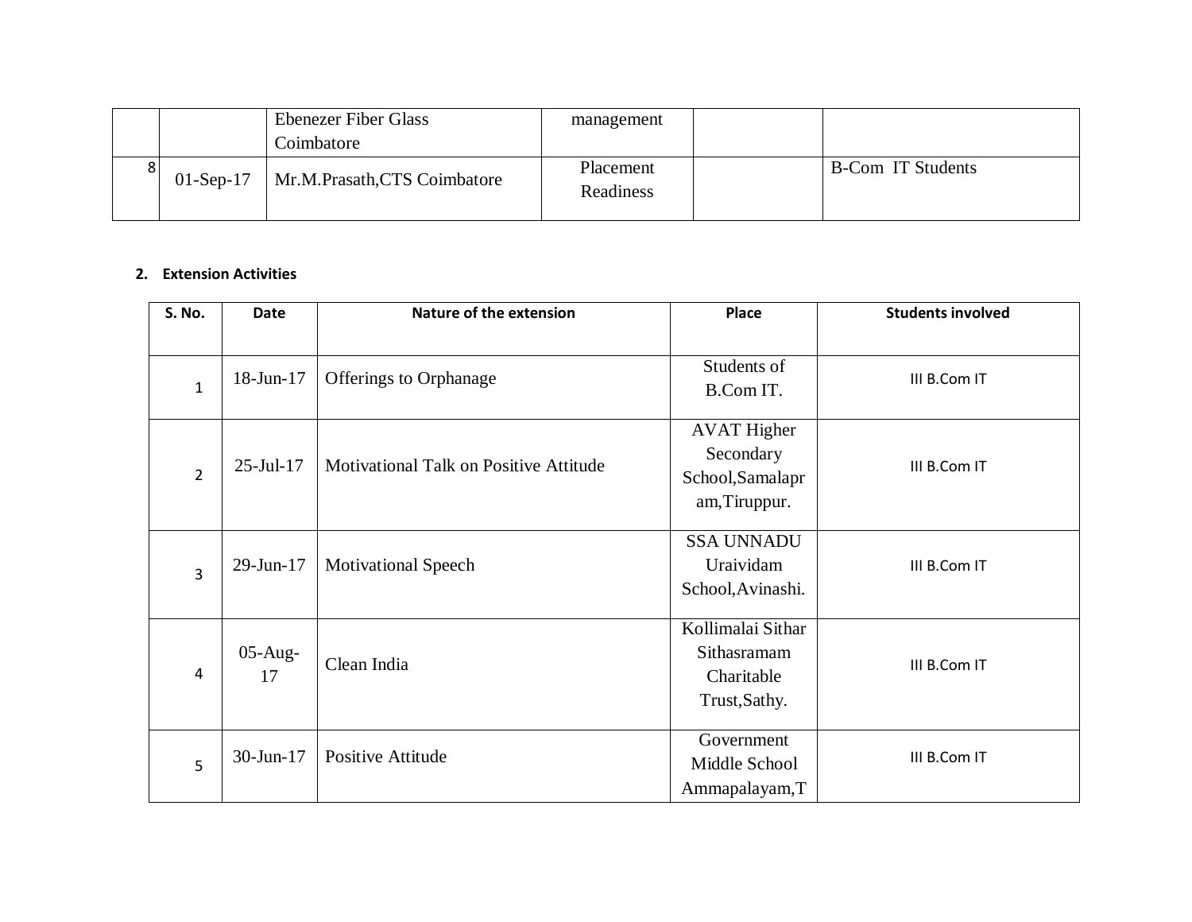| | | Ebenezer Fiber Glass Coimbatore | management | | |
|---|---|---|---|---|---|
| 8 | 01-Sep-17 | Mr.M.Prasath,CTS Coimbatore | Placement Readiness | | B-Com IT Students |

**2. Extension Activities**

| S. No. | Date | Nature of the extension | Place | Students involved |
|---|---|---|---|---|
| 1 | 18-Jun-17 | Offerings to Orphanage | Students of B.Com IT. | III B.Com IT |
| 2 | 25-Jul-17 | Motivational Talk on Positive Attitude | AVAT Higher Secondary School,Samalapram,Tiruppur. | III B.Com IT |
| 3 | 29-Jun-17 | Motivational Speech | SSA UNNADU Uraividam School,Avinashi. | III B.Com IT |
| 4 | 05-Aug-17 | Clean India | Kollimalai Sithar Sithasramam Charitable Trust,Sathy. | III B.Com IT |
| 5 | 30-Jun-17 | Positive Attitude | Government Middle School Ammapalayam,T | III B.Com IT |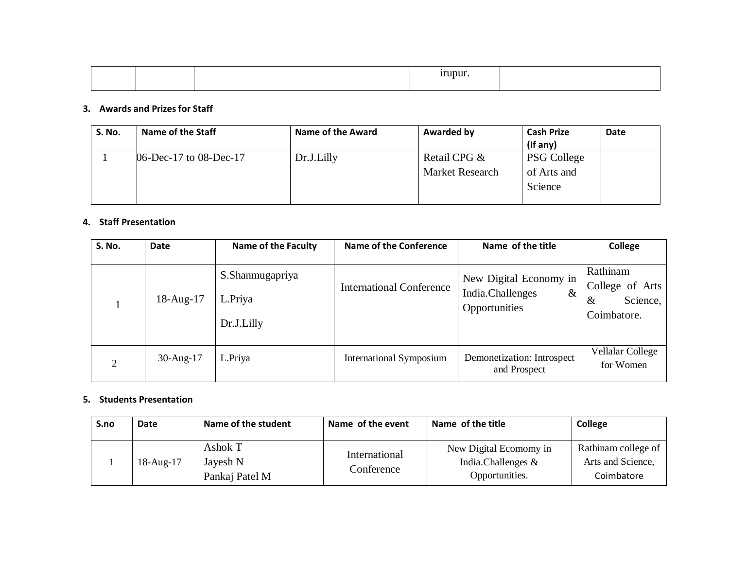| | | | irupur. | |
|---|---|---|---|---|

3. **Awards and Prizes for Staff**

| S. No. | Name of the Staff | Name of the Award | Awarded by | Cash Prize (If any) | Date |
|---|---|---|---|---|---|
| 1 | 06-Dec-17 to 08-Dec-17 | Dr.J.Lilly | Retail CPG & Market Research | PSG College of Arts and Science | |

4. **Staff Presentation**

| S. No. | Date | Name of the Faculty | Name of the Conference | Name of the title | College |
|---|---|---|---|---|---|
| 1 | 18-Aug-17 | S.Shanmugapriya<br>L.Priya<br>Dr.J.Lilly | International Conference | New Digital Economy in India.Challenges & Opportunities | Rathinam College of Arts & Science, Coimbatore. |
| 2 | 30-Aug-17 | L.Priya | International Symposium | Demonetization: Introspect and Prospect | Vellalar College for Women |

5. **Students Presentation**

| S.no | Date | Name of the student | Name of the event | Name of the title | College |
|---|---|---|---|---|---|
| 1 | 18-Aug-17 | Ashok T<br>Jayesh N<br>Pankaj Patel M | International Conference | New Digital Ecomomy in India.Challenges & Opportunities. | Rathinam college of Arts and Science, Coimbatore |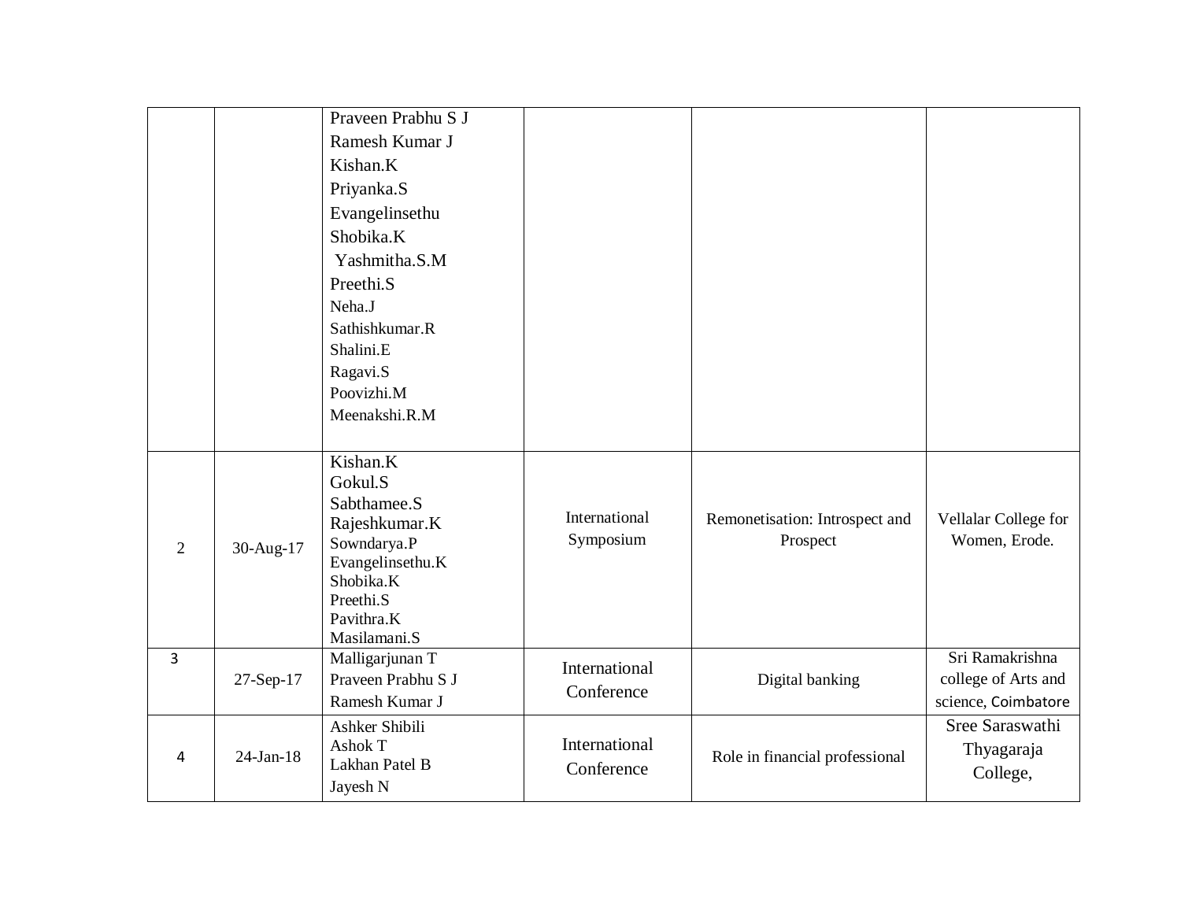| | | | | | |
|---|---|---|---|---|---|
| | | Praveen Prabhu S J<br>Ramesh Kumar J<br>Kishan.K<br>Priyanka.S<br>Evangelinsethu<br>Shobika.K<br>Yashmitha.S.M<br>Preethi.S<br>Neha.J<br>Sathishkumar.R<br>Shalini.E<br>Ragavi.S<br>Poovizhi.M<br>Meenakshi.R.M | | | |
| 2 | 30-Aug-17 | Kishan.K<br>Gokul.S<br>Sabthamee.S<br>Rajeshkumar.K<br>Sowndarya.P<br>Evangelinsethu.K<br>Shobika.K<br>Preethi.S<br>Pavithra.K<br>Masilamani.S | International Symposium | Remonetisation: Introspect and Prospect | Vellalar College for Women, Erode. |
| 3 | 27-Sep-17 | Malligarjunan T<br>Praveen Prabhu S J<br>Ramesh Kumar J | International Conference | Digital banking | Sri Ramakrishna college of Arts and science, Coimbatore |
| 4 | 24-Jan-18 | Ashker Shibili<br>Ashok T<br>Lakhan Patel B<br>Jayesh N | International Conference | Role in financial professional | Sree Saraswathi Thyagaraja College, |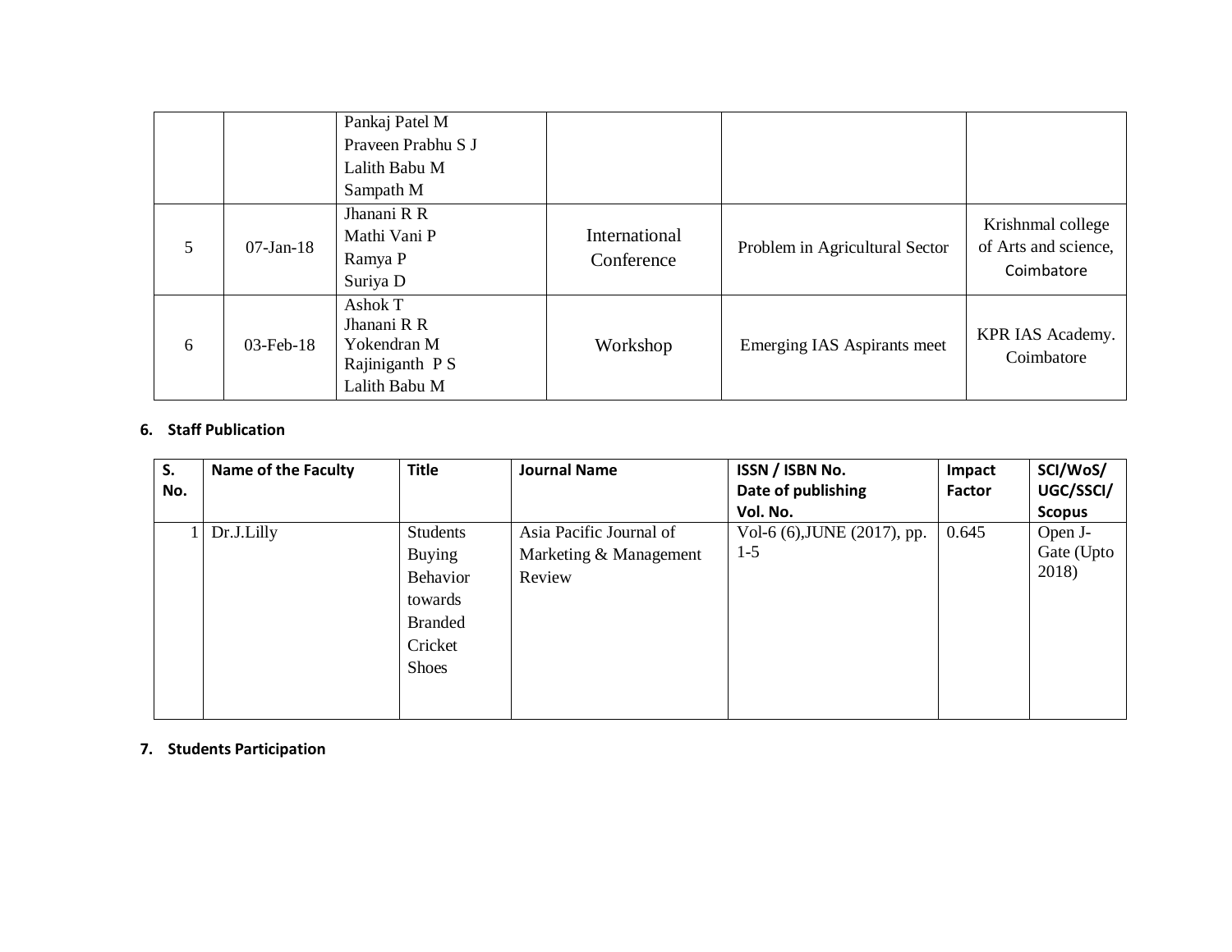| | | | | | |
|---|---|---|---|---|---|
| | | Pankaj Patel M<br>Praveen Prabhu S J<br>Lalith Babu M<br>Sampath M | | | |
| 5 | 07-Jan-18 | Jhanani R R<br>Mathi Vani P<br>Ramya P<br>Suriya D | International Conference | Problem in Agricultural Sector | Krishnmal college of Arts and science, Coimbatore |
| 6 | 03-Feb-18 | Ashok T<br>Jhanani R R<br>Yokendran M<br>Rajiniganth P S<br>Lalith Babu M | Workshop | Emerging IAS Aspirants meet | KPR IAS Academy. Coimbatore |

**6. Staff Publication**

| S. No. | Name of the Faculty | Title | Journal Name | ISSN / ISBN No. Date of publishing Vol. No. | Impact Factor | SCI/WoS/ UGC/SSCI/ Scopus |
|---|---|---|---|---|---|---|
| 1 | Dr.J.Lilly | Students Buying Behavior towards Branded Cricket Shoes | Asia Pacific Journal of Marketing & Management Review | Vol-6 (6),JUNE (2017), pp. 1-5 | 0.645 | Open J-Gate (Upto 2018) |

**7. Students Participation**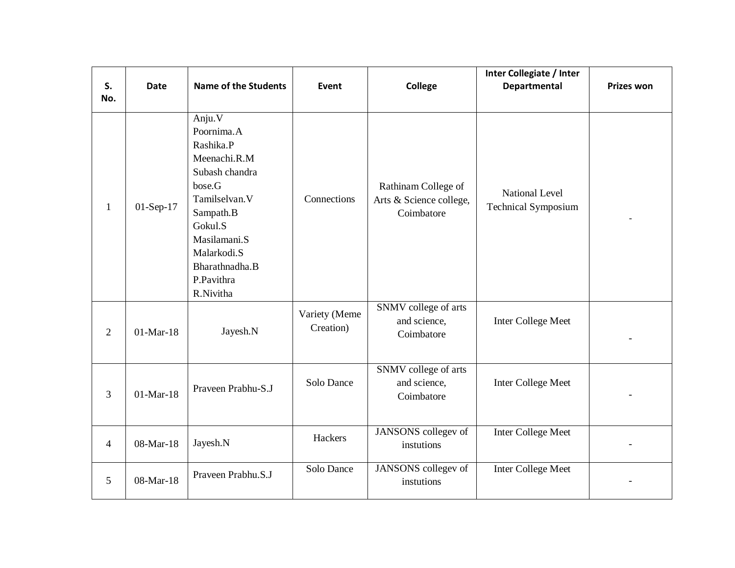| S. No. | Date | Name of the Students | Event | College | Inter Collegiate / Inter Departmental | Prizes won |
|---|---|---|---|---|---|---|
| 1 | 01-Sep-17 | Anju.V<br>Poornima.A<br>Rashika.P<br>Meenachi.R.M<br>Subash chandra bose.G<br>Tamilselvan.V<br>Sampath.B<br>Gokul.S<br>Masilamani.S<br>Malarkodi.S<br>Bharathnadha.B<br>P.Pavithra<br>R.Nivitha | Connections | Rathinam College of Arts & Science college, Coimbatore | National Level Technical Symposium | - |
| 2 | 01-Mar-18 | Jayesh.N | Variety (Meme Creation) | SNMV college of arts and science, Coimbatore | Inter College Meet | - |
| 3 | 01-Mar-18 | Praveen Prabhu-S.J | Solo Dance | SNMV college of arts and science, Coimbatore | Inter College Meet | - |
| 4 | 08-Mar-18 | Jayesh.N | Hackers | JANSONS collegev of instutions | Inter College Meet | - |
| 5 | 08-Mar-18 | Praveen Prabhu.S.J | Solo Dance | JANSONS collegev of instutions | Inter College Meet | - |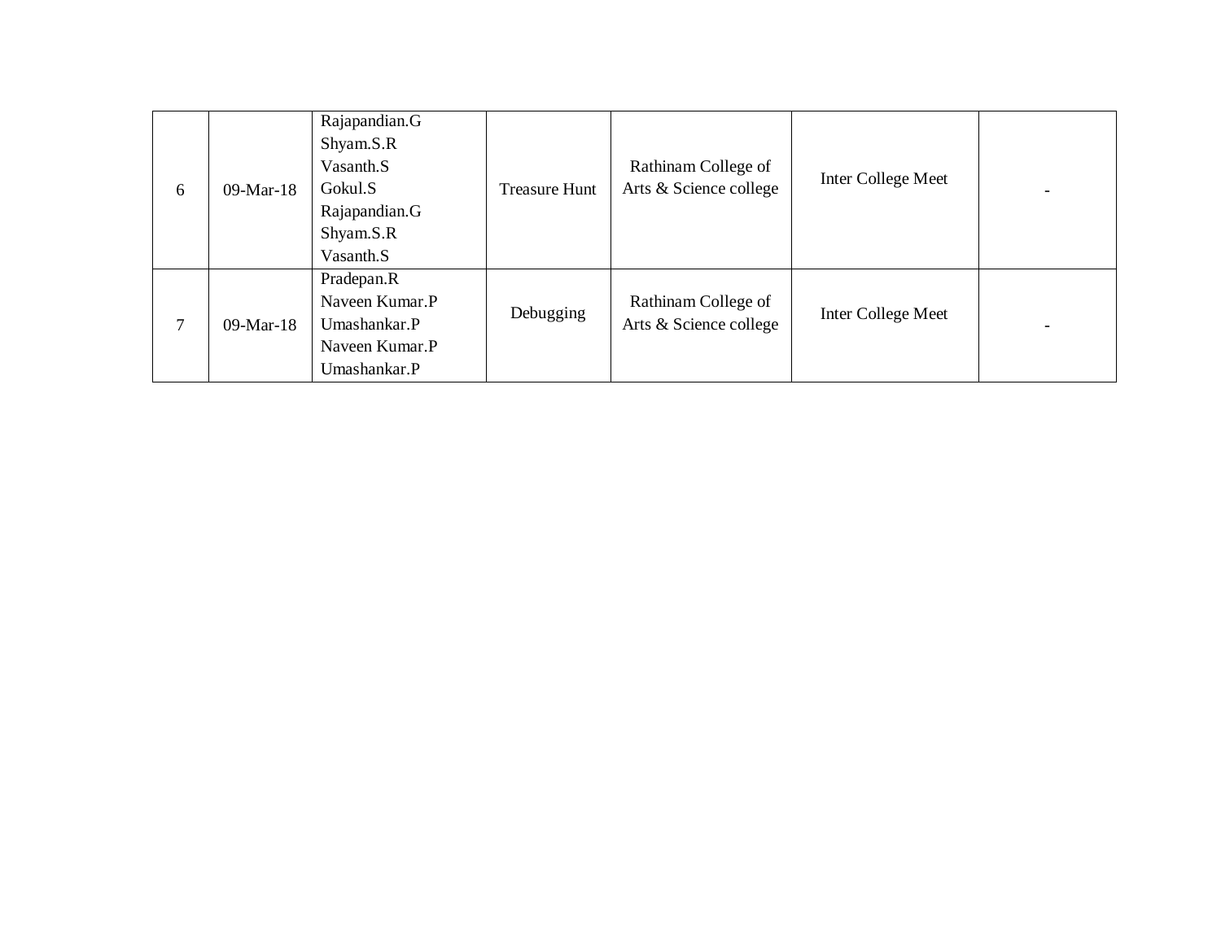| | | | | | | |
|---|---|---|---|---|---|---|
| 6 | 09-Mar-18 | Rajapandian.G<br>Shyam.S.R<br>Vasanth.S<br>Gokul.S<br>Rajapandian.G<br>Shyam.S.R<br>Vasanth.S | Treasure Hunt | Rathinam College of Arts & Science college | Inter College Meet | - |
| 7 | 09-Mar-18 | Pradepan.R<br>Naveen Kumar.P<br>Umashankar.P<br>Naveen Kumar.P<br>Umashankar.P | Debugging | Rathinam College of Arts & Science college | Inter College Meet | - |